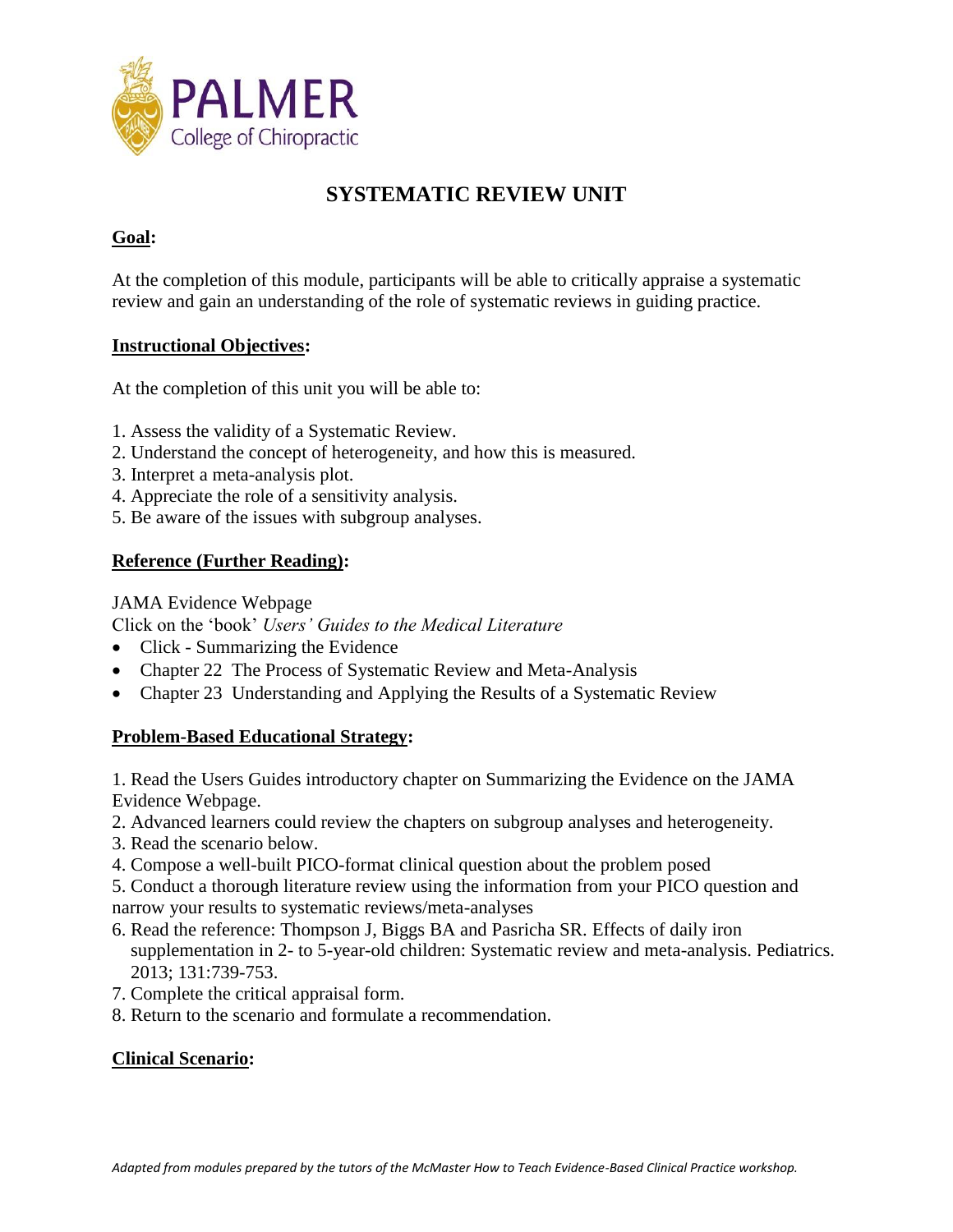PALMER
College of Chiropractic

# SYSTEMATIC REVIEW UNIT

## Goal:

At the completion of this module, participants will be able to critically appraise a systematic review and gain an understanding of the role of systematic reviews in guiding practice.

## Instructional Objectives:

At the completion of this unit you will be able to:

1. Assess the validity of a Systematic Review.
2. Understand the concept of heterogeneity, and how this is measured.
3. Interpret a meta-analysis plot.
4. Appreciate the role of a sensitivity analysis.
5. Be aware of the issues with subgroup analyses.

## Reference (Further Reading):

JAMA Evidence Webpage
Click on the 'book' *Users' Guides to the Medical Literature*

- Click - Summarizing the Evidence
- Chapter 22 The Process of Systematic Review and Meta-Analysis
- Chapter 23 Understanding and Applying the Results of a Systematic Review

## Problem-Based Educational Strategy:

1. Read the Users Guides introductory chapter on Summarizing the Evidence on the JAMA Evidence Webpage.
2. Advanced learners could review the chapters on subgroup analyses and heterogeneity.
3. Read the scenario below.
4. Compose a well-built PICO-format clinical question about the problem posed
5. Conduct a thorough literature review using the information from your PICO question and narrow your results to systematic reviews/meta-analyses
6. Read the reference: Thompson J, Biggs BA and Pasricha SR. Effects of daily iron supplementation in 2- to 5-year-old children: Systematic review and meta-analysis. Pediatrics. 2013; 131:739-753.
7. Complete the critical appraisal form.
8. Return to the scenario and formulate a recommendation.

## Clinical Scenario:

*Adapted from modules prepared by the tutors of the McMaster How to Teach Evidence-Based Clinical Practice workshop.*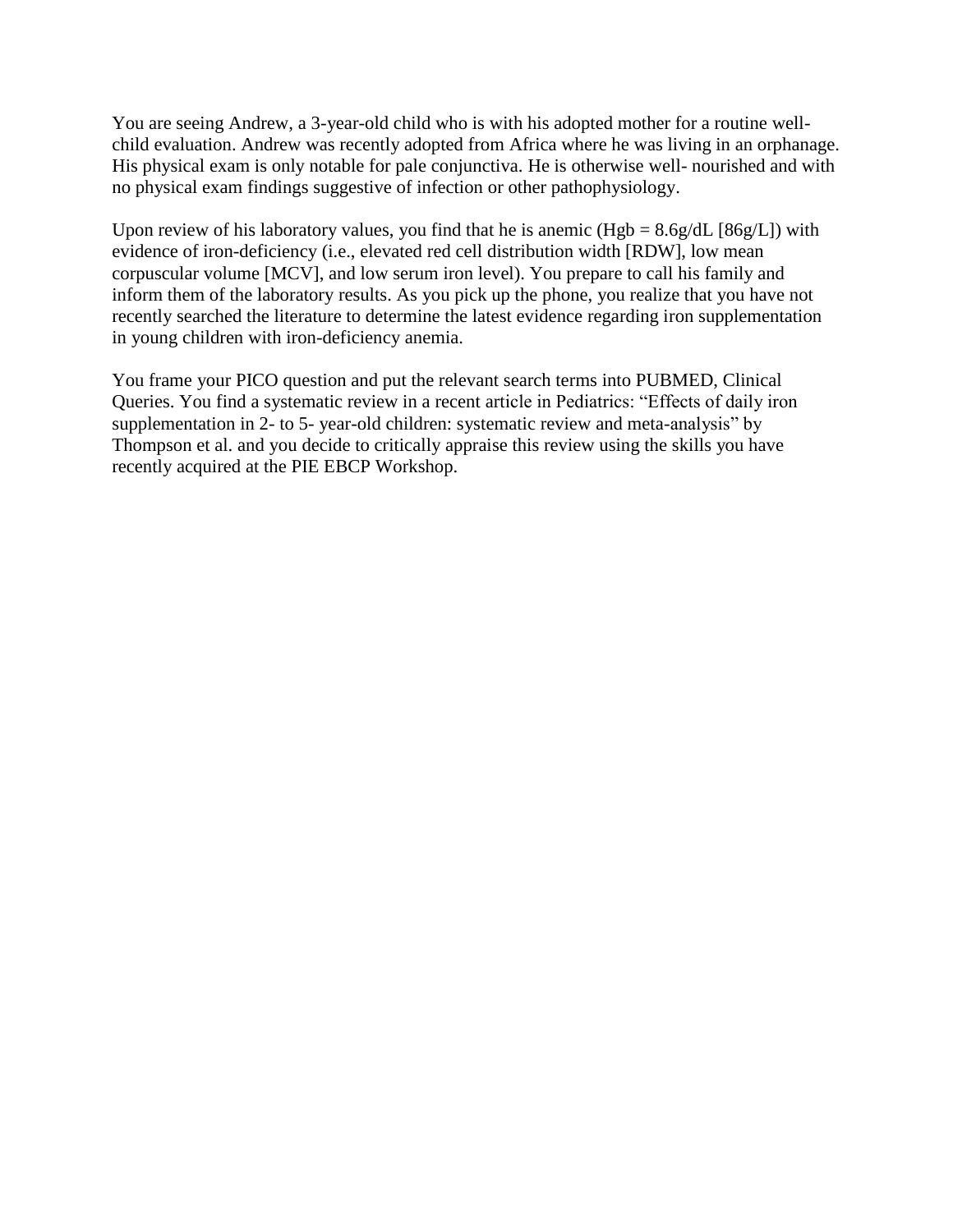You are seeing Andrew, a 3-year-old child who is with his adopted mother for a routine well-child evaluation. Andrew was recently adopted from Africa where he was living in an orphanage. His physical exam is only notable for pale conjunctiva. He is otherwise well- nourished and with no physical exam findings suggestive of infection or other pathophysiology.

Upon review of his laboratory values, you find that he is anemic (Hgb = 8.6g/dL [86g/L]) with evidence of iron-deficiency (i.e., elevated red cell distribution width [RDW], low mean corpuscular volume [MCV], and low serum iron level). You prepare to call his family and inform them of the laboratory results. As you pick up the phone, you realize that you have not recently searched the literature to determine the latest evidence regarding iron supplementation in young children with iron-deficiency anemia.

You frame your PICO question and put the relevant search terms into PUBMED, Clinical Queries. You find a systematic review in a recent article in Pediatrics: "Effects of daily iron supplementation in 2- to 5- year-old children: systematic review and meta-analysis" by Thompson et al. and you decide to critically appraise this review using the skills you have recently acquired at the PIE EBCP Workshop.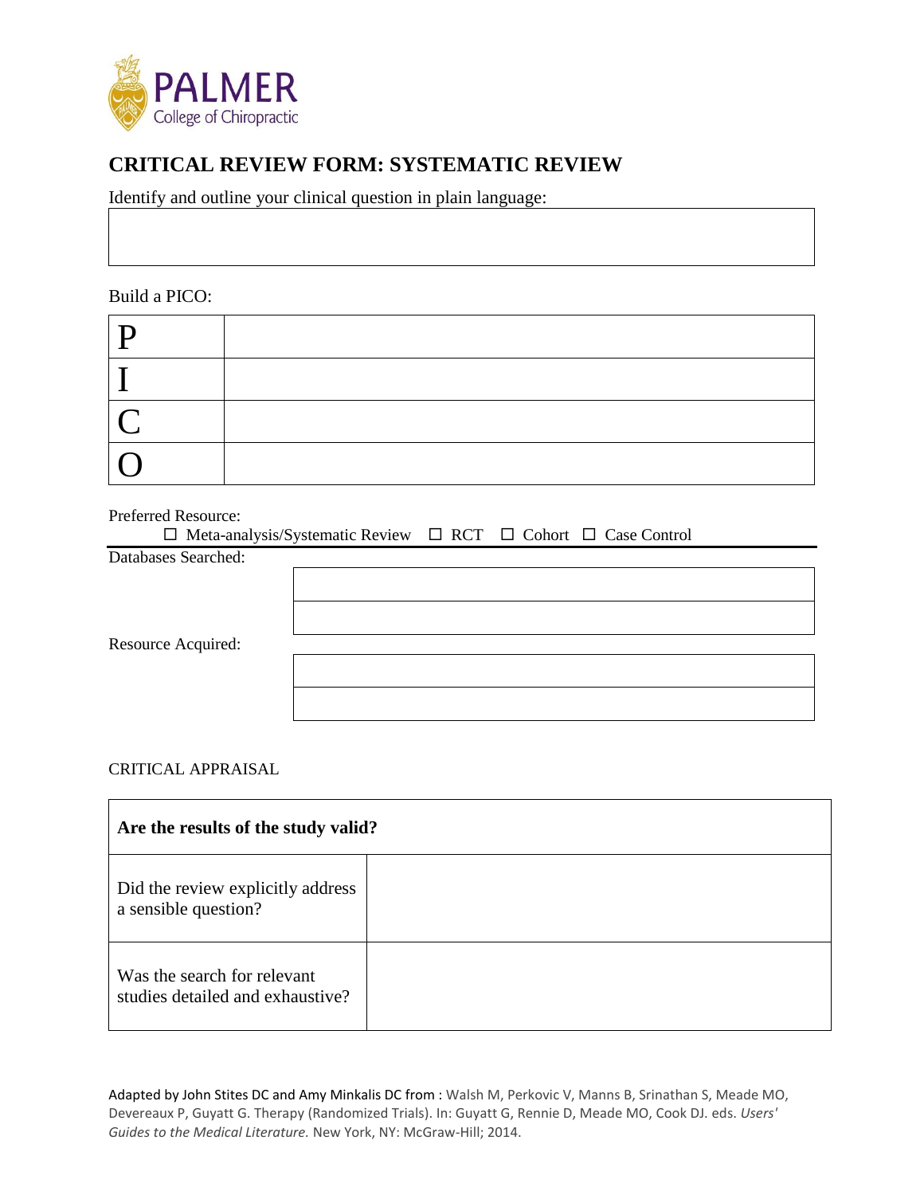PALMER
College of Chiropractic

# CRITICAL REVIEW FORM: SYSTEMATIC REVIEW

Identify and outline your clinical question in plain language:

| |
|---|
| |

Build a PICO:

| | |
|---|---|
| P | |
| I | |
| C | |
| O | |

Preferred Resource:

☐ Meta-analysis/Systematic Review ☐ RCT ☐ Cohort ☐ Case Control

Databases Searched:

| |
|---|
| |
| |

Resource Acquired:

| |
|---|
| |
| |

CRITICAL APPRAISAL

| **Are the results of the study valid?** | |
|---|---|
| Did the review explicitly address a sensible question? | |
| Was the search for relevant studies detailed and exhaustive? | |

Adapted by John Stites DC and Amy Minkalis DC from : Walsh M, Perkovic V, Manns B, Srinathan S, Meade MO, Devereaux P, Guyatt G. Therapy (Randomized Trials). In: Guyatt G, Rennie D, Meade MO, Cook DJ. eds. *Users' Guides to the Medical Literature.* New York, NY: McGraw-Hill; 2014.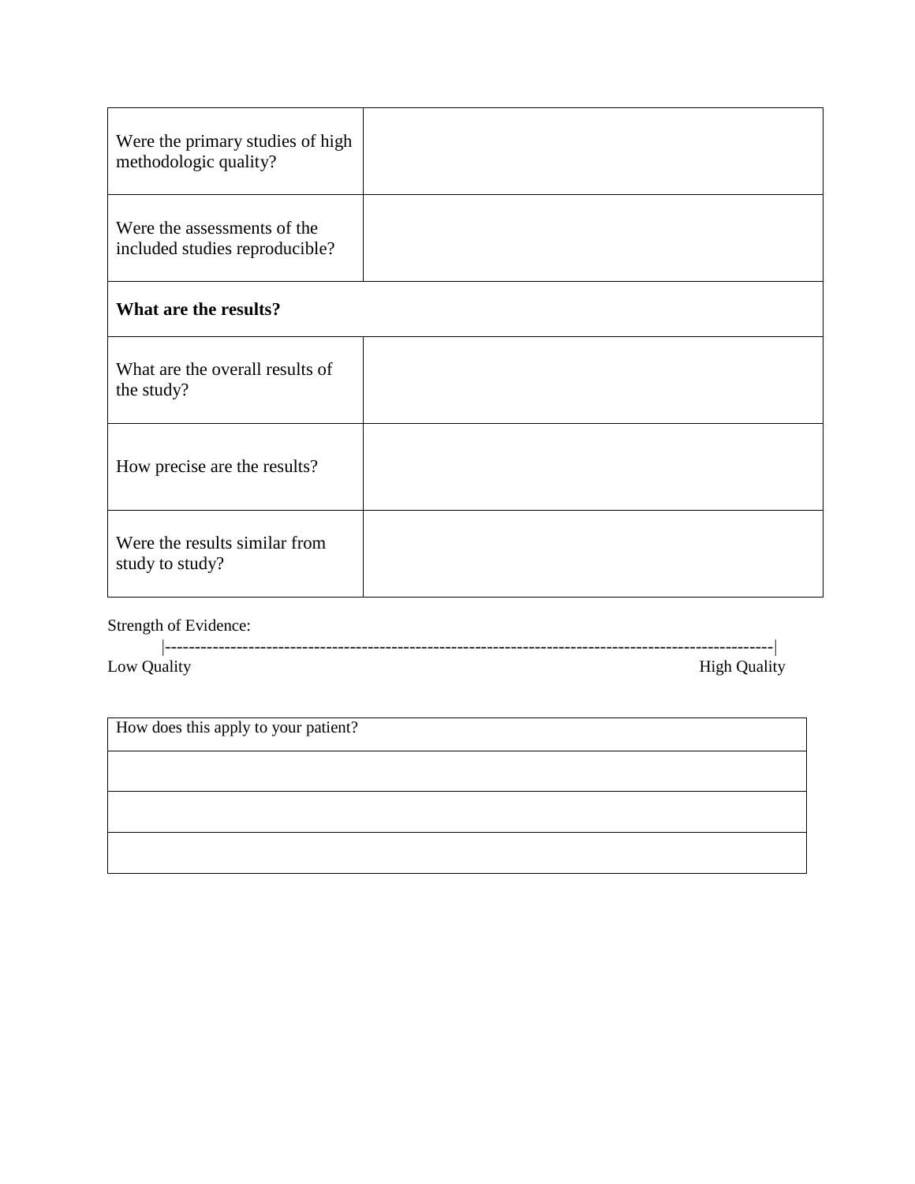| | |
|---|---|
| Were the primary studies of high methodologic quality? | |
| Were the assessments of the included studies reproducible? | |
| **What are the results?** | |
| What are the overall results of the study? | |
| How precise are the results? | |
| Were the results similar from study to study? | |

Strength of Evidence:

|-----------------------------------------------------------------------------------------------------|

Low Quality High Quality

| How does this apply to your patient? |
|---|
| |
| |
| |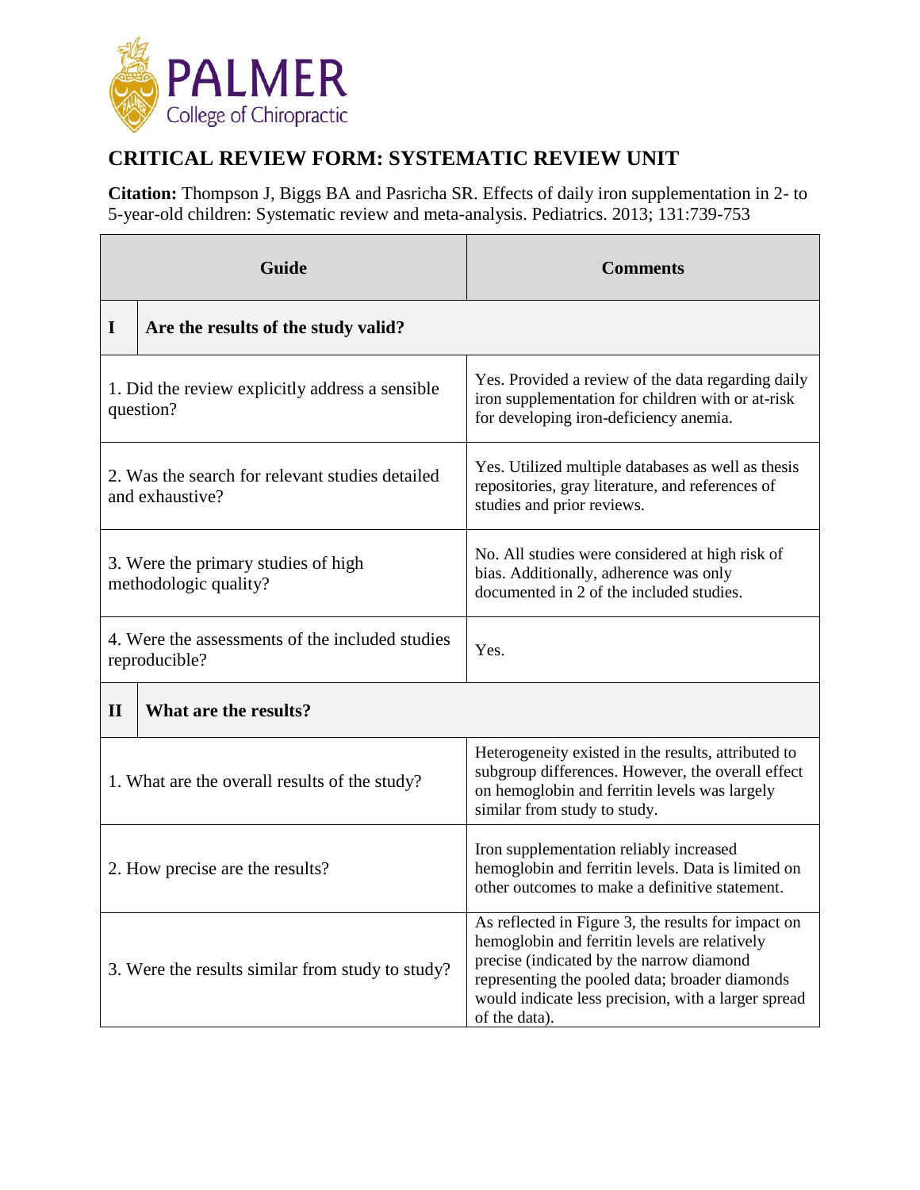# CRITICAL REVIEW FORM: SYSTEMATIC REVIEW UNIT

**Citation:** Thompson J, Biggs BA and Pasricha SR. Effects of daily iron supplementation in 2- to 5-year-old children: Systematic review and meta-analysis. Pediatrics. 2013; 131:739-753

| Guide | Comments |
| --- | --- |
| **I Are the results of the study valid?** | |
| 1. Did the review explicitly address a sensible question? | Yes. Provided a review of the data regarding daily iron supplementation for children with or at-risk for developing iron-deficiency anemia. |
| 2. Was the search for relevant studies detailed and exhaustive? | Yes. Utilized multiple databases as well as thesis repositories, gray literature, and references of studies and prior reviews. |
| 3. Were the primary studies of high methodologic quality? | No. All studies were considered at high risk of bias. Additionally, adherence was only documented in 2 of the included studies. |
| 4. Were the assessments of the included studies reproducible? | Yes. |
| **II What are the results?** | |
| 1. What are the overall results of the study? | Heterogeneity existed in the results, attributed to subgroup differences. However, the overall effect on hemoglobin and ferritin levels was largely similar from study to study. |
| 2. How precise are the results? | Iron supplementation reliably increased hemoglobin and ferritin levels. Data is limited on other outcomes to make a definitive statement. |
| 3. Were the results similar from study to study? | As reflected in Figure 3, the results for impact on hemoglobin and ferritin levels are relatively precise (indicated by the narrow diamond representing the pooled data; broader diamonds would indicate less precision, with a larger spread of the data). |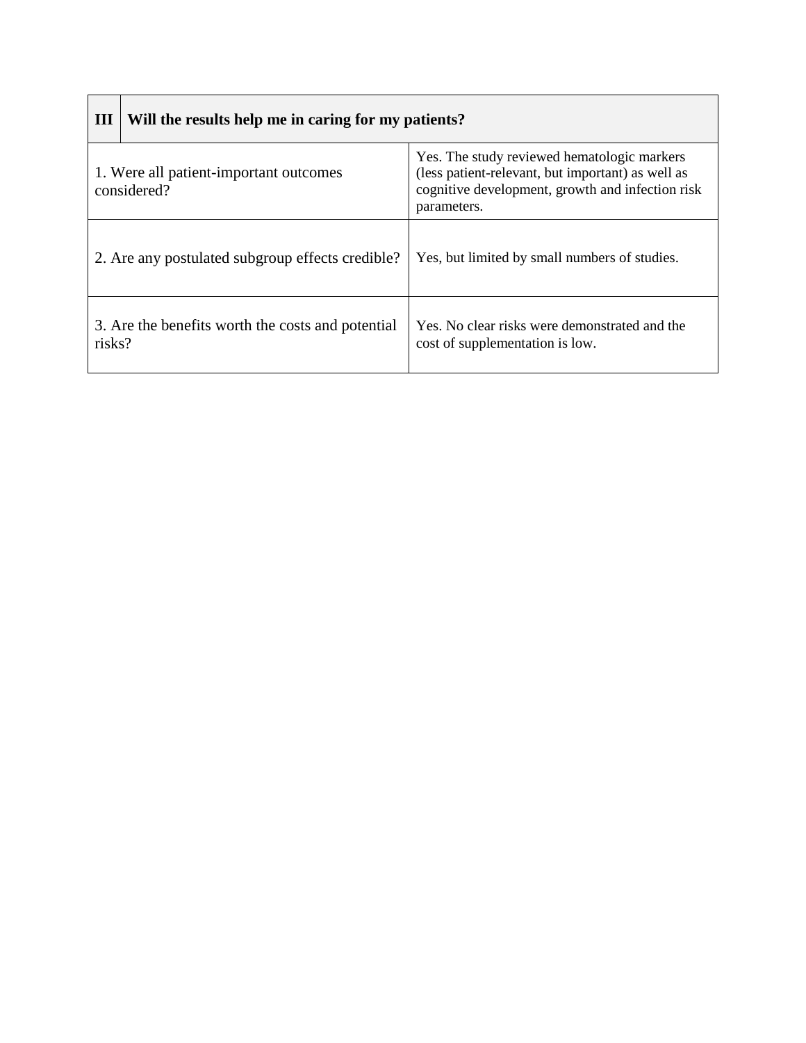| III | Will the results help me in caring for my patients? |
|---|---|
| 1. Were all patient-important outcomes considered? | Yes. The study reviewed hematologic markers (less patient-relevant, but important) as well as cognitive development, growth and infection risk parameters. |
| 2. Are any postulated subgroup effects credible? | Yes, but limited by small numbers of studies. |
| 3. Are the benefits worth the costs and potential risks? | Yes. No clear risks were demonstrated and the cost of supplementation is low. |